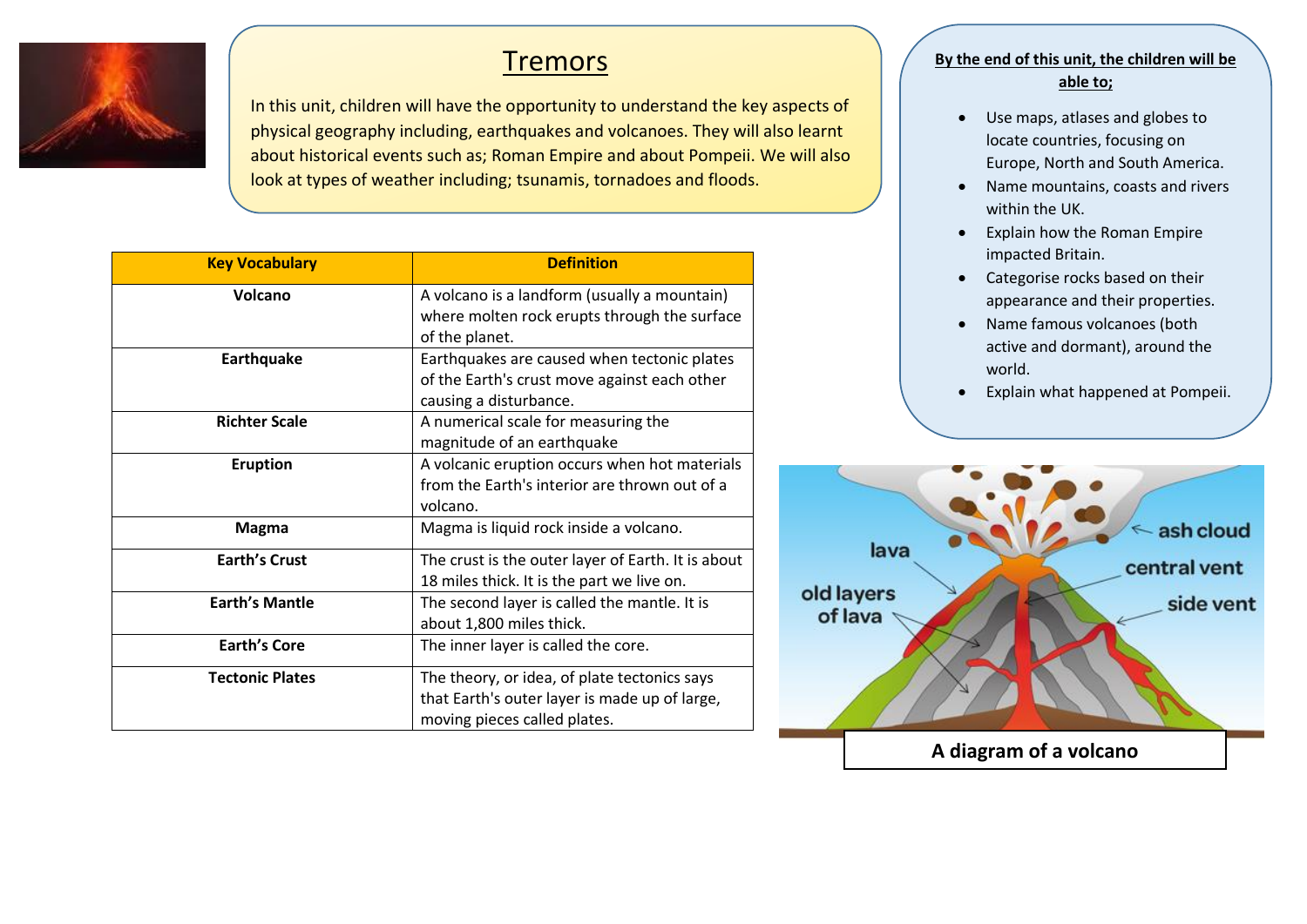# Tremors

In this unit, children will have the opportunity to understand the key aspects of physical geography including, earthquakes and volcanoes. They will also learnt about historical events such as; Roman Empire and about Pompeii. We will also look at types of weather including; tsunamis, tornadoes and floods.

**By the end of this unit, the children will be able to;**

- Use maps, atlases and globes to locate countries, focusing on Europe, North and South America.
- Name mountains, coasts and rivers within the UK.
- Explain how the Roman Empire impacted Britain.
- Categorise rocks based on their appearance and their properties.
- Name famous volcanoes (both active and dormant), around the world.
- Explain what happened at Pompeii.

| Key Vocabulary | Definition |
|---|---|
| **Volcano** | A volcano is a landform (usually a mountain) where molten rock erupts through the surface of the planet. |
| **Earthquake** | Earthquakes are caused when tectonic plates of the Earth's crust move against each other causing a disturbance. |
| **Richter Scale** | A numerical scale for measuring the magnitude of an earthquake |
| **Eruption** | A volcanic eruption occurs when hot materials from the Earth's interior are thrown out of a volcano. |
| **Magma** | Magma is liquid rock inside a volcano. |
| **Earth's Crust** | The crust is the outer layer of Earth. It is about 18 miles thick. It is the part we live on. |
| **Earth's Mantle** | The second layer is called the mantle. It is about 1,800 miles thick. |
| **Earth's Core** | The inner layer is called the core. |
| **Tectonic Plates** | The theory, or idea, of plate tectonics says that Earth's outer layer is made up of large, moving pieces called plates. |

lava, old layers of lava, ash cloud, central vent, side vent

**A diagram of a volcano**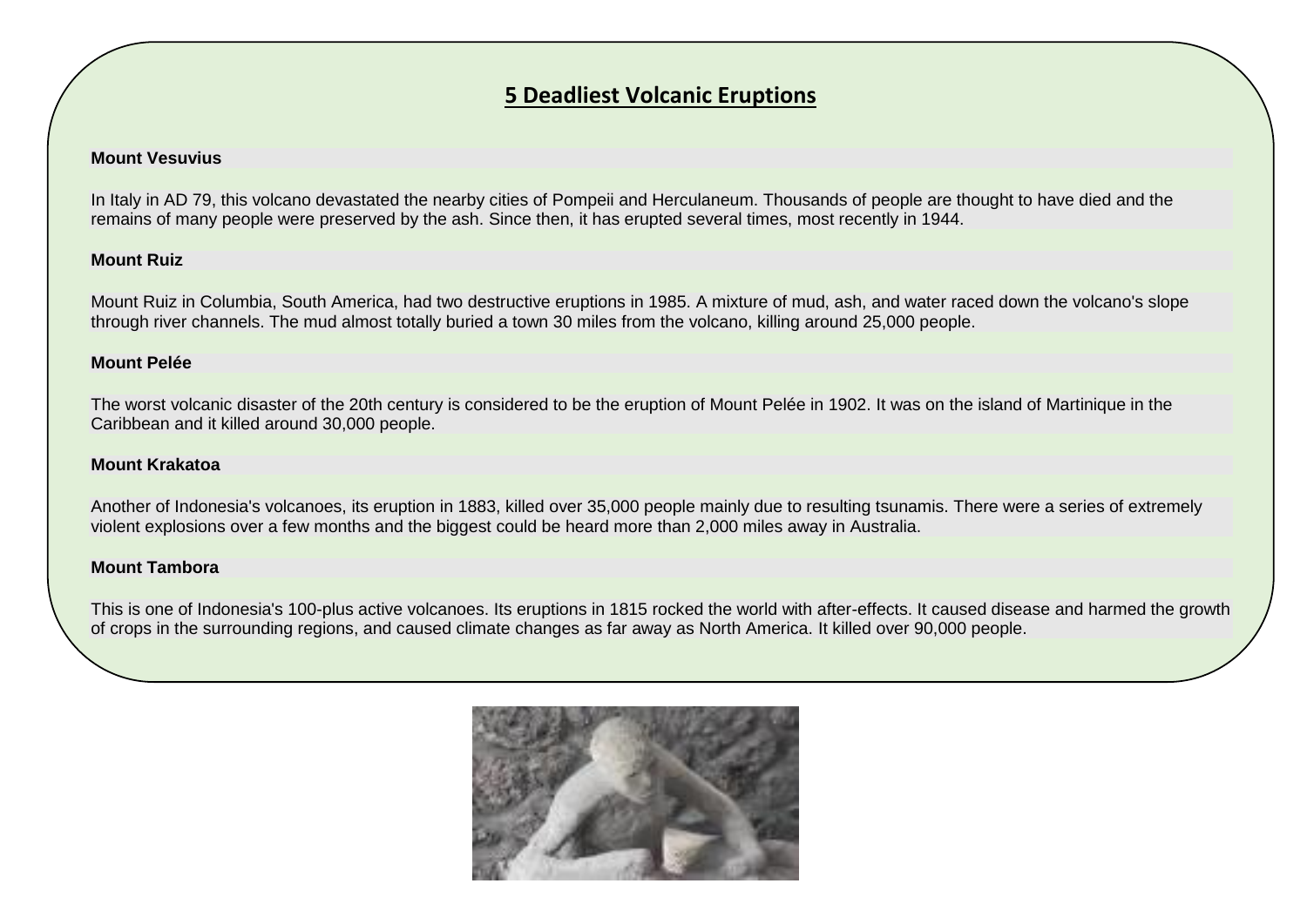## 5 Deadliest Volcanic Eruptions

**Mount Vesuvius**

In Italy in AD 79, this volcano devastated the nearby cities of Pompeii and Herculaneum. Thousands of people are thought to have died and the remains of many people were preserved by the ash. Since then, it has erupted several times, most recently in 1944.

**Mount Ruiz**

Mount Ruiz in Columbia, South America, had two destructive eruptions in 1985. A mixture of mud, ash, and water raced down the volcano's slope through river channels. The mud almost totally buried a town 30 miles from the volcano, killing around 25,000 people.

**Mount Pelée**

The worst volcanic disaster of the 20th century is considered to be the eruption of Mount Pelée in 1902. It was on the island of Martinique in the Caribbean and it killed around 30,000 people.

**Mount Krakatoa**

Another of Indonesia's volcanoes, its eruption in 1883, killed over 35,000 people mainly due to resulting tsunamis. There were a series of extremely violent explosions over a few months and the biggest could be heard more than 2,000 miles away in Australia.

**Mount Tambora**

This is one of Indonesia's 100-plus active volcanoes. Its eruptions in 1815 rocked the world with after-effects. It caused disease and harmed the growth of crops in the surrounding regions, and caused climate changes as far away as North America. It killed over 90,000 people.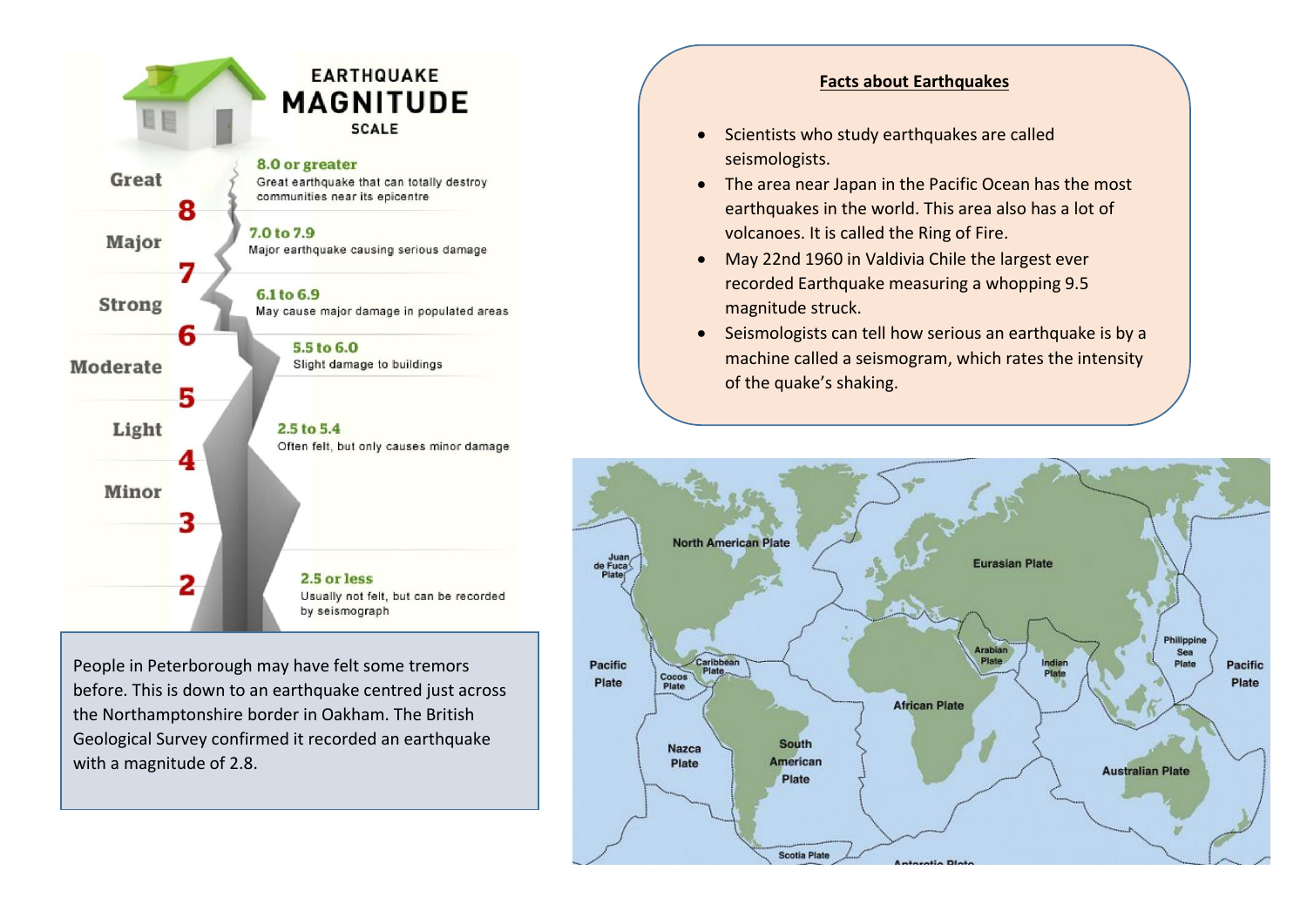EARTHQUAKE

MAGNITUDE

SCALE

Great

8.0 or greater

Great earthquake that can totally destroy communities near its epicentre

8

Major

7.0 to 7.9

Major earthquake causing serious damage

7

Strong

6.1 to 6.9

May cause major damage in populated areas

6

5.5 to 6.0

Slight damage to buildings

Moderate

5

Light

2.5 to 5.4

Often felt, but only causes minor damage

4

Minor

3

2.5 or less

Usually not felt, but can be recorded by seismograph

2

People in Peterborough may have felt some tremors before. This is down to an earthquake centred just across the Northamptonshire border in Oakham. The British Geological Survey confirmed it recorded an earthquake with a magnitude of 2.8.

## Facts about Earthquakes

- Scientists who study earthquakes are called seismologists.
- The area near Japan in the Pacific Ocean has the most earthquakes in the world. This area also has a lot of volcanoes. It is called the Ring of Fire.
- May 22nd 1960 in Valdivia Chile the largest ever recorded Earthquake measuring a whopping 9.5 magnitude struck.
- Seismologists can tell how serious an earthquake is by a machine called a seismogram, which rates the intensity of the quake's shaking.

North American Plate

Eurasian Plate

Juan de Fuca Plate

Pacific Plate

Caribbean Plate

Cocos Plate

Arabian Plate

Indian Plate

Philippine Sea Plate

Pacific Plate

African Plate

Nazca Plate

South American Plate

Australian Plate

Scotia Plate

Antarctic Plate